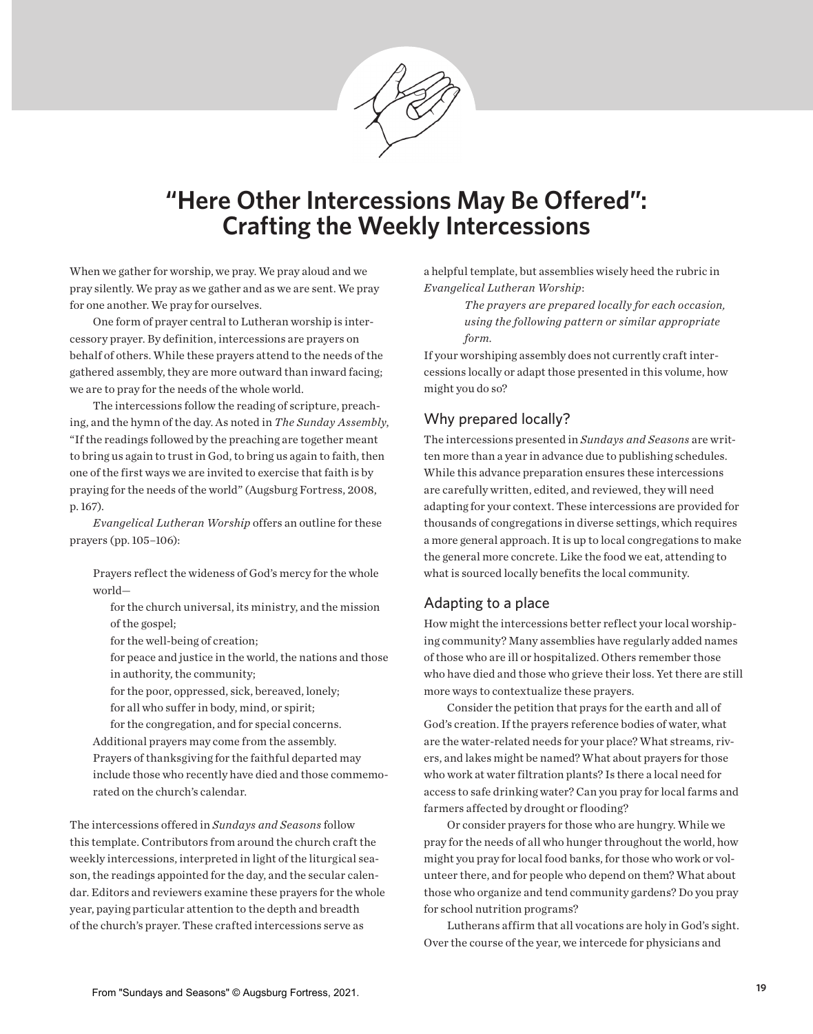# "Here Other Intercessions May Be Offered": Crafting the Weekly Intercessions

When we gather for worship, we pray. We pray aloud and we pray silently. We pray as we gather and as we are sent. We pray for one another. We pray for ourselves.

One form of prayer central to Lutheran worship is intercessory prayer. By definition, intercessions are prayers on behalf of others. While these prayers attend to the needs of the gathered assembly, they are more outward than inward facing; we are to pray for the needs of the whole world.

The intercessions follow the reading of scripture, preaching, and the hymn of the day. As noted in *The Sunday Assembly*, "If the readings followed by the preaching are together meant to bring us again to trust in God, to bring us again to faith, then one of the first ways we are invited to exercise that faith is by praying for the needs of the world" (Augsburg Fortress, 2008, p. 167).

*Evangelical Lutheran Worship* offers an outline for these prayers (pp. 105–106):

> Prayers reflect the wideness of God's mercy for the whole world—
>
> for the church universal, its ministry, and the mission of the gospel;
> for the well-being of creation;
> for peace and justice in the world, the nations and those in authority, the community;
> for the poor, oppressed, sick, bereaved, lonely;
> for all who suffer in body, mind, or spirit;
> for the congregation, and for special concerns.
>
> Additional prayers may come from the assembly.
> Prayers of thanksgiving for the faithful departed may include those who recently have died and those commemorated on the church's calendar.

The intercessions offered in *Sundays and Seasons* follow this template. Contributors from around the church craft the weekly intercessions, interpreted in light of the liturgical season, the readings appointed for the day, and the secular calendar. Editors and reviewers examine these prayers for the whole year, paying particular attention to the depth and breadth of the church's prayer. These crafted intercessions serve as a helpful template, but assemblies wisely heed the rubric in *Evangelical Lutheran Worship*:

> *The prayers are prepared locally for each occasion, using the following pattern or similar appropriate form.*

If your worshiping assembly does not currently craft intercessions locally or adapt those presented in this volume, how might you do so?

## Why prepared locally?

The intercessions presented in *Sundays and Seasons* are written more than a year in advance due to publishing schedules. While this advance preparation ensures these intercessions are carefully written, edited, and reviewed, they will need adapting for your context. These intercessions are provided for thousands of congregations in diverse settings, which requires a more general approach. It is up to local congregations to make the general more concrete. Like the food we eat, attending to what is sourced locally benefits the local community.

## Adapting to a place

How might the intercessions better reflect your local worshiping community? Many assemblies have regularly added names of those who are ill or hospitalized. Others remember those who have died and those who grieve their loss. Yet there are still more ways to contextualize these prayers.

Consider the petition that prays for the earth and all of God's creation. If the prayers reference bodies of water, what are the water-related needs for your place? What streams, rivers, and lakes might be named? What about prayers for those who work at water filtration plants? Is there a local need for access to safe drinking water? Can you pray for local farms and farmers affected by drought or flooding?

Or consider prayers for those who are hungry. While we pray for the needs of all who hunger throughout the world, how might you pray for local food banks, for those who work or volunteer there, and for people who depend on them? What about those who organize and tend community gardens? Do you pray for school nutrition programs?

Lutherans affirm that all vocations are holy in God's sight. Over the course of the year, we intercede for physicians and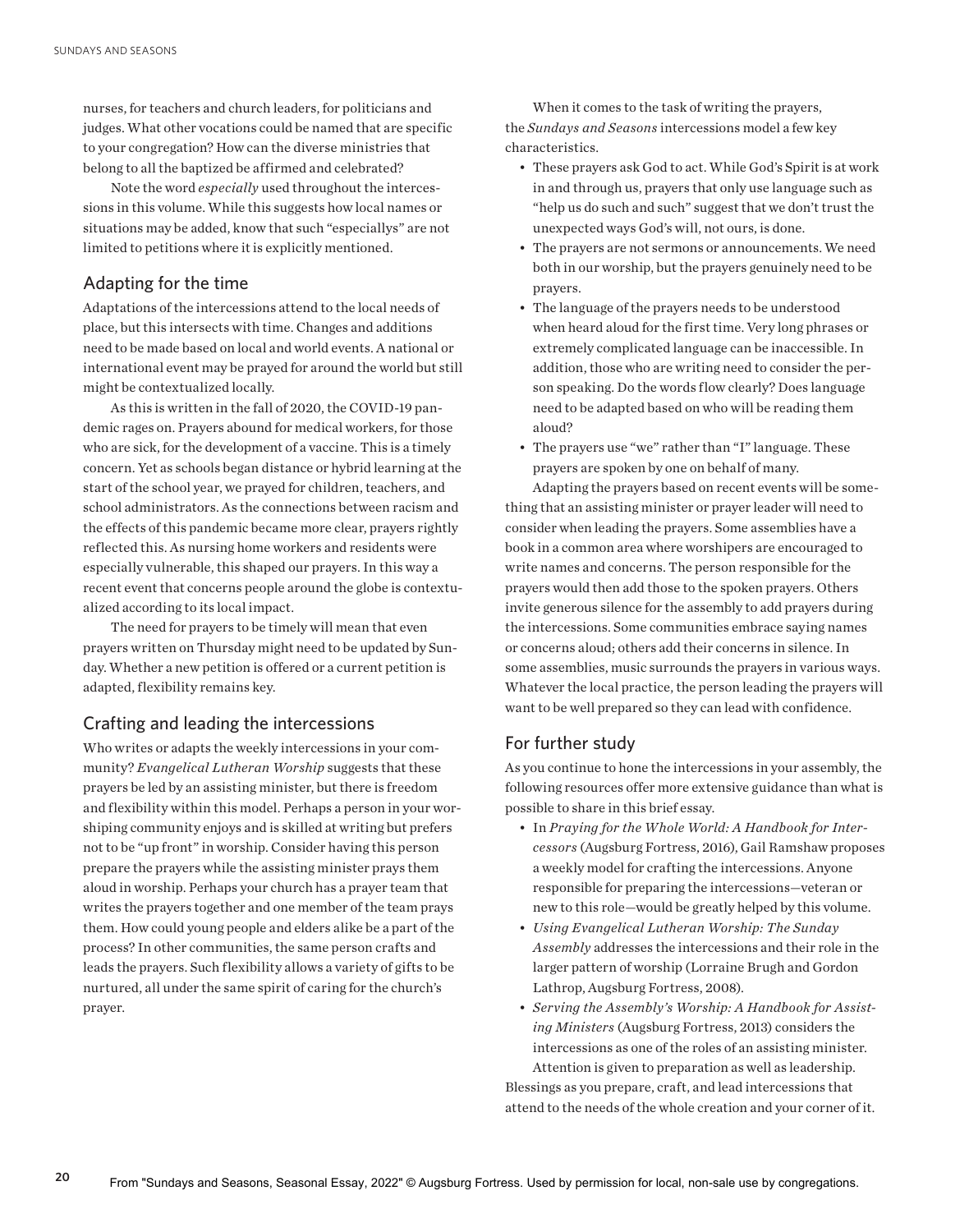nurses, for teachers and church leaders, for politicians and judges. What other vocations could be named that are specific to your congregation? How can the diverse ministries that belong to all the baptized be affirmed and celebrated?

Note the word *especially* used throughout the intercessions in this volume. While this suggests how local names or situations may be added, know that such "especiallys" are not limited to petitions where it is explicitly mentioned.

## Adapting for the time

Adaptations of the intercessions attend to the local needs of place, but this intersects with time. Changes and additions need to be made based on local and world events. A national or international event may be prayed for around the world but still might be contextualized locally.

As this is written in the fall of 2020, the COVID-19 pandemic rages on. Prayers abound for medical workers, for those who are sick, for the development of a vaccine. This is a timely concern. Yet as schools began distance or hybrid learning at the start of the school year, we prayed for children, teachers, and school administrators. As the connections between racism and the effects of this pandemic became more clear, prayers rightly reflected this. As nursing home workers and residents were especially vulnerable, this shaped our prayers. In this way a recent event that concerns people around the globe is contextualized according to its local impact.

The need for prayers to be timely will mean that even prayers written on Thursday might need to be updated by Sunday. Whether a new petition is offered or a current petition is adapted, flexibility remains key.

## Crafting and leading the intercessions

Who writes or adapts the weekly intercessions in your community? *Evangelical Lutheran Worship* suggests that these prayers be led by an assisting minister, but there is freedom and flexibility within this model. Perhaps a person in your worshiping community enjoys and is skilled at writing but prefers not to be "up front" in worship. Consider having this person prepare the prayers while the assisting minister prays them aloud in worship. Perhaps your church has a prayer team that writes the prayers together and one member of the team prays them. How could young people and elders alike be a part of the process? In other communities, the same person crafts and leads the prayers. Such flexibility allows a variety of gifts to be nurtured, all under the same spirit of caring for the church's prayer.

When it comes to the task of writing the prayers, the *Sundays and Seasons* intercessions model a few key characteristics.

- These prayers ask God to act. While God's Spirit is at work in and through us, prayers that only use language such as "help us do such and such" suggest that we don't trust the unexpected ways God's will, not ours, is done.
- The prayers are not sermons or announcements. We need both in our worship, but the prayers genuinely need to be prayers.
- The language of the prayers needs to be understood when heard aloud for the first time. Very long phrases or extremely complicated language can be inaccessible. In addition, those who are writing need to consider the person speaking. Do the words flow clearly? Does language need to be adapted based on who will be reading them aloud?
- The prayers use "we" rather than "I" language. These prayers are spoken by one on behalf of many.

Adapting the prayers based on recent events will be something that an assisting minister or prayer leader will need to consider when leading the prayers. Some assemblies have a book in a common area where worshipers are encouraged to write names and concerns. The person responsible for the prayers would then add those to the spoken prayers. Others invite generous silence for the assembly to add prayers during the intercessions. Some communities embrace saying names or concerns aloud; others add their concerns in silence. In some assemblies, music surrounds the prayers in various ways. Whatever the local practice, the person leading the prayers will want to be well prepared so they can lead with confidence.

## For further study

As you continue to hone the intercessions in your assembly, the following resources offer more extensive guidance than what is possible to share in this brief essay.

- In *Praying for the Whole World: A Handbook for Intercessors* (Augsburg Fortress, 2016), Gail Ramshaw proposes a weekly model for crafting the intercessions. Anyone responsible for preparing the intercessions—veteran or new to this role—would be greatly helped by this volume.
- *Using Evangelical Lutheran Worship: The Sunday Assembly* addresses the intercessions and their role in the larger pattern of worship (Lorraine Brugh and Gordon Lathrop, Augsburg Fortress, 2008).
- *Serving the Assembly's Worship: A Handbook for Assisting Ministers* (Augsburg Fortress, 2013) considers the intercessions as one of the roles of an assisting minister. Attention is given to preparation as well as leadership.

Blessings as you prepare, craft, and lead intercessions that attend to the needs of the whole creation and your corner of it.

From "Sundays and Seasons, Seasonal Essay, 2022" © Augsburg Fortress. Used by permission for local, non-sale use by congregations.